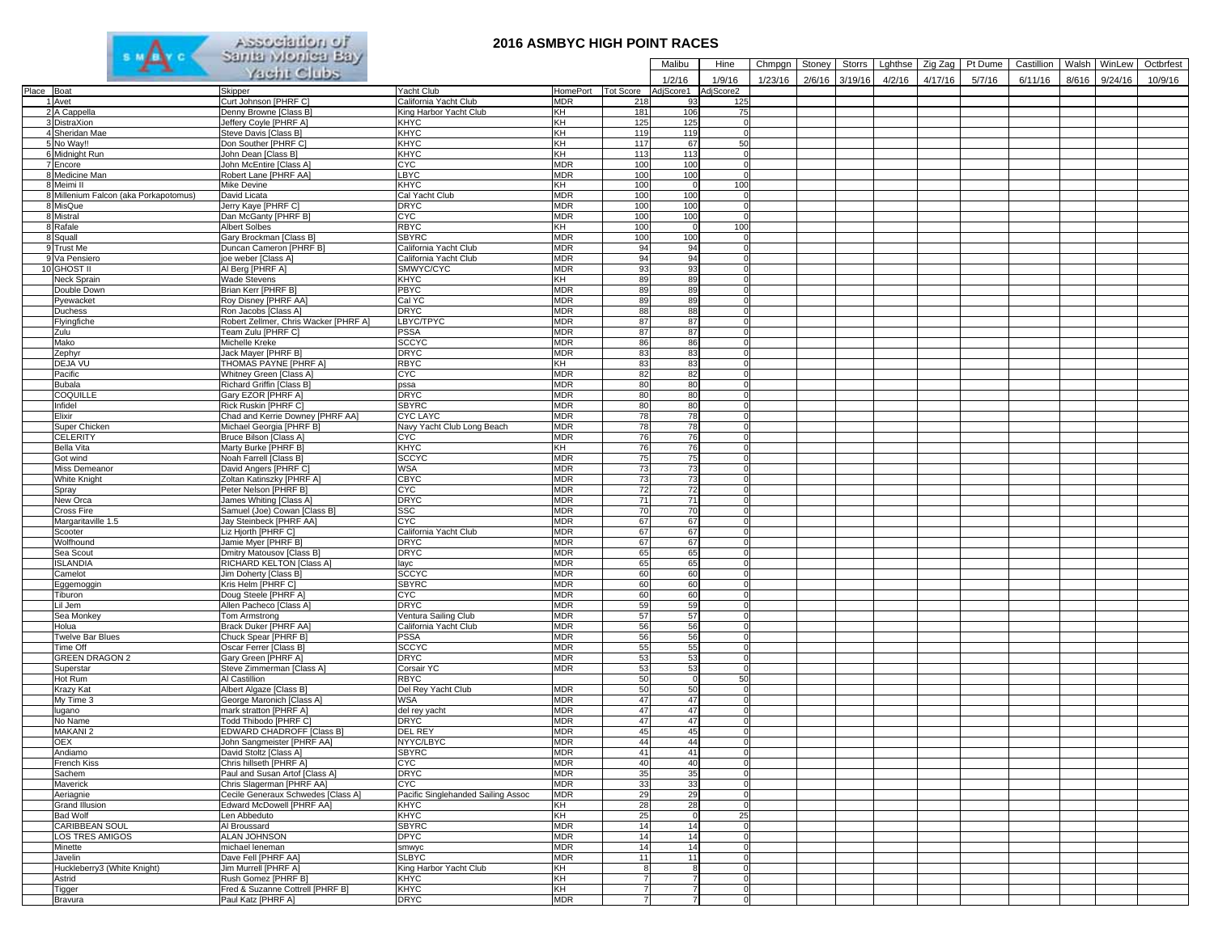# 2016 ASMBYC HIGH POINT RACES

| Place | Boat | Skipper | Yacht Club | HomePort | Tot Score | Malibu 1/2/16 AdjScore1 | Hine 1/9/16 AdjScore2 | Chmpgn 1/23/16 | Stoney 2/6/16 | Storrs 3/19/16 | Lghthse 4/2/16 | Zig Zag 4/17/16 | Pt Dume 5/7/16 | Castillion 6/11/16 | Walsh 8/616 | WinLew 9/24/16 | Octbrfest 10/9/16 |
|---|---|---|---|---|---|---|---|---|---|---|---|---|---|---|---|---|---|
| 1 | Avet | Curt Johnson [PHRF C] | California Yacht Club | MDR | 218 | 93 | 125 | | | | | | | | | | |
| 2 | A Cappella | Denny Browne [Class B] | King Harbor Yacht Club | KH | 181 | 106 | 75 | | | | | | | | | | |
| 3 | DistraXion | Jeffery Coyle [PHRF A] | KHYC | KH | 125 | 125 | 0 | | | | | | | | | | |
| 4 | Sheridan Mae | Steve Davis [Class B] | KHYC | KH | 119 | 119 | 0 | | | | | | | | | | |
| 5 | No Way!! | Don Souther [PHRF C] | KHYC | KH | 117 | 67 | 50 | | | | | | | | | | |
| 6 | Midnight Run | John Dean [Class B] | KHYC | KH | 113 | 113 | 0 | | | | | | | | | | |
| 7 | Encore | John McEntire [Class A] | CYC | MDR | 100 | 100 | 0 | | | | | | | | | | |
| 8 | Medicine Man | Robert Lane [PHRF AA] | LBYC | MDR | 100 | 100 | 0 | | | | | | | | | | |
| 8 | Meimi II | Mike Devine | KHYC | KH | 100 | 0 | 100 | | | | | | | | | | |
| 8 | Millenium Falcon (aka Porkapotomus) | David Licata | Cal Yacht Club | MDR | 100 | 100 | 0 | | | | | | | | | | |
| 8 | MisQue | Jerry Kaye [PHRF C] | DRYC | MDR | 100 | 100 | 0 | | | | | | | | | | |
| 8 | Mistral | Dan McGanty [PHRF B] | CYC | MDR | 100 | 100 | 0 | | | | | | | | | | |
| 8 | Rafale | Albert Solbes | RBYC | KH | 100 | 0 | 100 | | | | | | | | | | |
| 8 | Squall | Gary Brockman [Class B] | SBYRC | MDR | 100 | 100 | 0 | | | | | | | | | | |
| 9 | Trust Me | Duncan Cameron [PHRF B] | California Yacht Club | MDR | 94 | 94 | 0 | | | | | | | | | | |
| 9 | Va Pensiero | joe weber [Class A] | California Yacht Club | MDR | 94 | 94 | 0 | | | | | | | | | | |
| 10 | GHOST II | Al Berg [PHRF A] | SMWYC/CYC | MDR | 93 | 93 | 0 | | | | | | | | | | |
| | Neck Sprain | Wade Stevens | KHYC | KH | 89 | 89 | 0 | | | | | | | | | | |
| | Double Down | Brian Kerr [PHRF B] | PBYC | MDR | 89 | 89 | 0 | | | | | | | | | | |
| | Pyewacket | Roy Disney [PHRF AA] | Cal YC | MDR | 89 | 89 | 0 | | | | | | | | | | |
| | Duchess | Ron Jacobs [Class A] | DRYC | MDR | 88 | 88 | 0 | | | | | | | | | | |
| | Flyingfiche | Robert Zellmer, Chris Wacker [PHRF A] | LBYC/TPYC | MDR | 87 | 87 | 0 | | | | | | | | | | |
| | Zulu | Team Zulu [PHRF C] | PSSA | MDR | 87 | 87 | 0 | | | | | | | | | | |
| | Mako | Michelle Kreke | SCCYC | MDR | 86 | 86 | 0 | | | | | | | | | | |
| | Zephyr | Jack Mayer [PHRF B] | DRYC | MDR | 83 | 83 | 0 | | | | | | | | | | |
| | DEJA VU | THOMAS PAYNE [PHRF A] | RBYC | KH | 83 | 83 | 0 | | | | | | | | | | |
| | Pacific | Whitney Green [Class A] | CYC | MDR | 82 | 82 | 0 | | | | | | | | | | |
| | Bubala | Richard Griffin [Class B] | pssa | MDR | 80 | 80 | 0 | | | | | | | | | | |
| | COQUILLE | Gary EZOR [PHRF A] | DRYC | MDR | 80 | 80 | 0 | | | | | | | | | | |
| | Infidel | Rick Ruskin [PHRF C] | SBYRC | MDR | 80 | 80 | 0 | | | | | | | | | | |
| | Elixir | Chad and Kerrie Downey [PHRF AA] | CYC LAYC | MDR | 78 | 78 | 0 | | | | | | | | | | |
| | Super Chicken | Michael Georgia [PHRF B] | Navy Yacht Club Long Beach | MDR | 78 | 78 | 0 | | | | | | | | | | |
| | CELERITY | Bruce Bilson [Class A] | CYC | MDR | 76 | 76 | 0 | | | | | | | | | | |
| | Bella Vita | Marty Burke [PHRF B] | KHYC | KH | 76 | 76 | 0 | | | | | | | | | | |
| | Got wind | Noah Farrell [Class B] | SCCYC | MDR | 75 | 75 | 0 | | | | | | | | | | |
| | Miss Demeanor | David Angers [PHRF C] | WSA | MDR | 73 | 73 | 0 | | | | | | | | | | |
| | White Knight | Zoltan Katinszky [PHRF A] | CBYC | MDR | 73 | 73 | 0 | | | | | | | | | | |
| | Spray | Peter Nelson [PHRF B] | CYC | MDR | 72 | 72 | 0 | | | | | | | | | | |
| | New Orca | James Whiting [Class A] | DRYC | MDR | 71 | 71 | 0 | | | | | | | | | | |
| | Cross Fire | Samuel (Joe) Cowan [Class B] | SSC | MDR | 70 | 70 | 0 | | | | | | | | | | |
| | Margaritaville 1.5 | Jay Steinbeck [PHRF AA] | CYC | MDR | 67 | 67 | 0 | | | | | | | | | | |
| | Scooter | Liz Hjorth [PHRF C] | California Yacht Club | MDR | 67 | 67 | 0 | | | | | | | | | | |
| | Wolfhound | Jamie Myer [PHRF B] | DRYC | MDR | 67 | 67 | 0 | | | | | | | | | | |
| | Sea Scout | Dmitry Matousov [Class B] | DRYC | MDR | 65 | 65 | 0 | | | | | | | | | | |
| | ISLANDIA | RICHARD KELTON [Class A] | layc | MDR | 65 | 65 | 0 | | | | | | | | | | |
| | Camelot | Jim Doherty [Class B] | SCCYC | MDR | 60 | 60 | 0 | | | | | | | | | | |
| | Eggemoggin | Kris Helm [PHRF C] | SBYRC | MDR | 60 | 60 | 0 | | | | | | | | | | |
| | Tiburon | Doug Steele [PHRF A] | CYC | MDR | 60 | 60 | 0 | | | | | | | | | | |
| | Lil Jem | Allen Pacheco [Class A] | DRYC | MDR | 59 | 59 | 0 | | | | | | | | | | |
| | Sea Monkey | Tom Armstrong | Ventura Sailing Club | MDR | 57 | 57 | 0 | | | | | | | | | | |
| | Holua | Brack Duker [PHRF AA] | California Yacht Club | MDR | 56 | 56 | 0 | | | | | | | | | | |
| | Twelve Bar Blues | Chuck Spear [PHRF B] | PSSA | MDR | 56 | 56 | 0 | | | | | | | | | | |
| | Time Off | Oscar Ferrer [Class B] | SCCYC | MDR | 55 | 55 | 0 | | | | | | | | | | |
| | GREEN DRAGON 2 | Gary Green [PHRF A] | DRYC | MDR | 53 | 53 | 0 | | | | | | | | | | |
| | Superstar | Steve Zimmerman [Class A] | Corsair YC | MDR | 53 | 53 | 0 | | | | | | | | | | |
| | Hot Rum | Al Castillion | RBYC | | 50 | 0 | 50 | | | | | | | | | | |
| | Krazy Kat | Albert Algaze [Class B] | Del Rey Yacht Club | MDR | 50 | 50 | 0 | | | | | | | | | | |
| | My Time 3 | George Maronich [Class A] | WSA | MDR | 47 | 47 | 0 | | | | | | | | | | |
| | lugano | mark stratton [PHRF A] | del rey yacht | MDR | 47 | 47 | 0 | | | | | | | | | | |
| | No Name | Todd Thibodo [PHRF C] | DRYC | MDR | 47 | 47 | 0 | | | | | | | | | | |
| | MAKANI 2 | EDWARD CHADROFF [Class B] | DEL REY | MDR | 45 | 45 | 0 | | | | | | | | | | |
| | OEX | John Sangmeister [PHRF AA] | NYYC/LBYC | MDR | 44 | 44 | 0 | | | | | | | | | | |
| | Andiamo | David Stoltz [Class A] | SBYRC | MDR | 41 | 41 | 0 | | | | | | | | | | |
| | French Kiss | Chris hillseth [PHRF A] | CYC | MDR | 40 | 40 | 0 | | | | | | | | | | |
| | Sachem | Paul and Susan Artof [Class A] | DRYC | MDR | 35 | 35 | 0 | | | | | | | | | | |
| | Maverick | Chris Slagerman [PHRF AA] | CYC | MDR | 33 | 33 | 0 | | | | | | | | | | |
| | Aeriagnie | Cecile Generaux Schwedes [Class A] | Pacific Singlehanded Sailing Assoc | MDR | 29 | 29 | 0 | | | | | | | | | | |
| | Grand Illusion | Edward McDowell [PHRF AA] | KHYC | KH | 28 | 28 | 0 | | | | | | | | | | |
| | Bad Wolf | Len Abbeduto | KHYC | KH | 25 | 0 | 25 | | | | | | | | | | |
| | CARIBBEAN SOUL | Al Broussard | SBYRC | MDR | 14 | 14 | 0 | | | | | | | | | | |
| | LOS TRES AMIGOS | ALAN JOHNSON | DPYC | MDR | 14 | 14 | 0 | | | | | | | | | | |
| | Minette | michael leneman | smwyc | MDR | 14 | 14 | 0 | | | | | | | | | | |
| | Javelin | Dave Fell [PHRF AA] | SLBYC | MDR | 11 | 11 | 0 | | | | | | | | | | |
| | Huckleberry3 (White Knight) | Jim Murrell [PHRF A] | King Harbor Yacht Club | KH | 8 | 8 | 0 | | | | | | | | | | |
| | Astrid | Rush Gomez [PHRF B] | KHYC | KH | 7 | 7 | 0 | | | | | | | | | | |
| | Tigger | Fred & Suzanne Cottrell [PHRF B] | KHYC | KH | 7 | 7 | 0 | | | | | | | | | | |
| | Bravura | Paul Katz [PHRF A] | DRYC | MDR | 7 | 7 | 0 | | | | | | | | | | |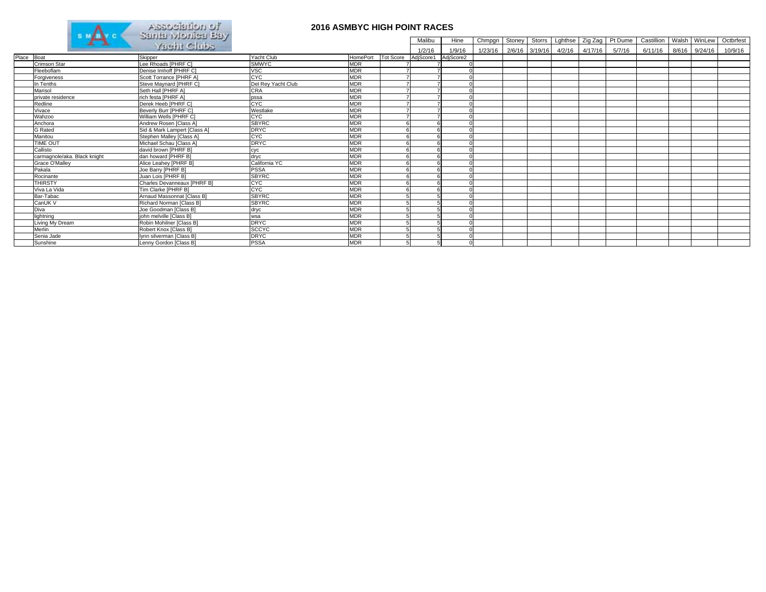# 2016 ASMBYC HIGH POINT RACES

| | | | | | | Malibu | Hine | Chmpgn | Stoney | Storrs | Lghthse | Zig Zag | Pt Dume | Castillion | Walsh | WinLew | Octbrfest |
|---|---|---|---|---|---|---|---|---|---|---|---|---|---|---|---|---|---|
| | | | | | | 1/2/16 | 1/9/16 | 1/23/16 | 2/6/16 | 3/19/16 | 4/2/16 | 4/17/16 | 5/7/16 | 6/11/16 | 8/616 | 9/24/16 | 10/9/16 |
| Place | Boat | Skipper | Yacht Club | HomePort | Tot Score | AdjScore1 | AdjScore2 | | | | | | | | | | |
| | Crimson Star | Lee Rhoads [PHRF C] | SMWYC | MDR | 7 | 7 | 0 | | | | | | | | | | |
| | Fleeboflam | Denise Imhoff [PHRF C] | VSC | MDR | 7 | 7 | 0 | | | | | | | | | | |
| | Forgiveness | Scott Torrance [PHRF A] | CYC | MDR | 7 | 7 | 0 | | | | | | | | | | |
| | In Tenths | Steve Maynard [PHRF C] | Del Rey Yacht Club | MDR | 7 | 7 | 0 | | | | | | | | | | |
| | Marisol | Seth Hall [PHRF A] | CRA | MDR | 7 | 7 | 0 | | | | | | | | | | |
| | private residence | rich festa [PHRF A] | pssa | MDR | 7 | 7 | 0 | | | | | | | | | | |
| | Redline | Derek Heeb [PHRF C] | CYC | MDR | 7 | 7 | 0 | | | | | | | | | | |
| | Vivace | Beverly Burr [PHRF C] | Westlake | MDR | 7 | 7 | 0 | | | | | | | | | | |
| | Wahzoo | William Wells [PHRF C] | CYC | MDR | 7 | 7 | 0 | | | | | | | | | | |
| | Anchora | Andrew Rosen [Class A] | SBYRC | MDR | 6 | 6 | 0 | | | | | | | | | | |
| | G Rated | Sid & Mark Lampert [Class A] | DRYC | MDR | 6 | 6 | 0 | | | | | | | | | | |
| | Manitou | Stephen Malley [Class A] | CYC | MDR | 6 | 6 | 0 | | | | | | | | | | |
| | TIME OUT | Michael Schau [Class A] | DRYC | MDR | 6 | 6 | 0 | | | | | | | | | | |
| | Callisto | david brown [PHRF B] | cyc | MDR | 6 | 6 | 0 | | | | | | | | | | |
| | carmagnole/aka. Black knight | dan howard [PHRF B] | dryc | MDR | 6 | 6 | 0 | | | | | | | | | | |
| | Grace O'Malley | Alice Leahey [PHRF B] | California YC | MDR | 6 | 6 | 0 | | | | | | | | | | |
| | Pakala | Joe Barry [PHRF B] | PSSA | MDR | 6 | 6 | 0 | | | | | | | | | | |
| | Rocinante | Juan Lois [PHRF B] | SBYRC | MDR | 6 | 6 | 0 | | | | | | | | | | |
| | THIRSTY | Charles Devanneaux [PHRF B] | CYC | MDR | 6 | 6 | 0 | | | | | | | | | | |
| | Viva La Vida | Tim Clarke [PHRF B] | CYC | MDR | 6 | 6 | 0 | | | | | | | | | | |
| | Bar-Tabac | Arnaud Massonnat [Class B] | SBYRC | MDR | 5 | 5 | 0 | | | | | | | | | | |
| | CanUK V | Richard Norman [Class B] | SBYRC | MDR | 5 | 5 | 0 | | | | | | | | | | |
| | Diva | Joe Goodman [Class B] | dryc | MDR | 5 | 5 | 0 | | | | | | | | | | |
| | lightning | john melville [Class B] | wsa | MDR | 5 | 5 | 0 | | | | | | | | | | |
| | Living My Dream | Robin Mohilner [Class B] | DRYC | MDR | 5 | 5 | 0 | | | | | | | | | | |
| | Merlin | Robert Knox [Class B] | SCCYC | MDR | 5 | 5 | 0 | | | | | | | | | | |
| | Senia Jade | lynn silverman [Class B] | DRYC | MDR | 5 | 5 | 0 | | | | | | | | | | |
| | Sunshine | Lenny Gordon [Class B] | PSSA | MDR | 5 | 5 | 0 | | | | | | | | | | |